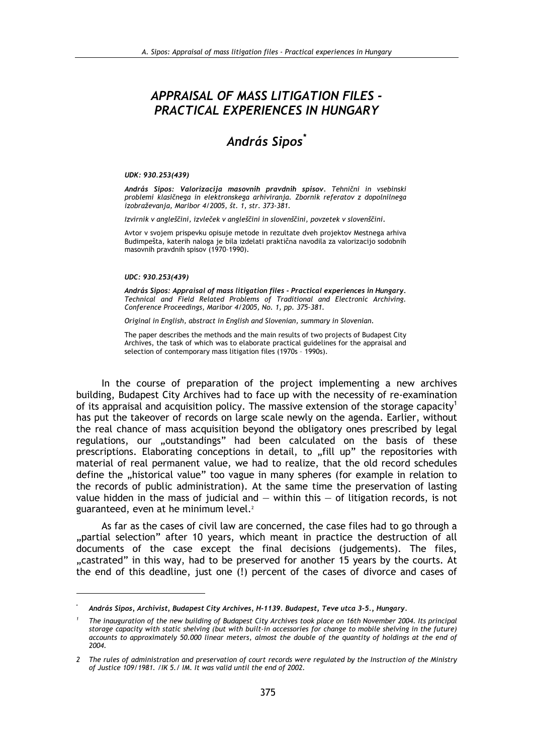# APPRAISAL OF MASS LITIGATION FILES - PRACTICAL EXPERIENCES IN HUNGARY

## András Sipos[*]

***UDK: 930.253(439)***

***András Sipos: Valorizacija masovnih pravdnih spisov.** Tehnični in vsebinski problemi klasičnega in elektronskega arhiviranja. Zbornik referatov z dopolnilnega izobraževanja, Maribor 4/2005, št. 1, str. 373-381.*

*Izvirnik v angleščini, izvleček v angleščini in slovenščini, povzetek v slovenščini.*

Avtor v svojem prispevku opisuje metode in rezultate dveh projektov Mestnega arhiva Budimpešta, katerih naloga je bila izdelati praktična navodila za valorizacijo sodobnih masovnih pravdnih spisov (1970–1990).

***UDC: 930.253(439)***

***András Sipos: Appraisal of mass litigation files - Practical experiences in Hungary.** Technical and Field Related Problems of Traditional and Electronic Archiving. Conference Proceedings, Maribor 4/2005, No. 1, pp. 375-381.*

*Original in English, abstract in English and Slovenian, summary in Slovenian.*

The paper describes the methods and the main results of two projects of Budapest City Archives, the task of which was to elaborate practical guidelines for the appraisal and selection of contemporary mass litigation files (1970s – 1990s).

In the course of preparation of the project implementing a new archives building, Budapest City Archives had to face up with the necessity of re-examination of its appraisal and acquisition policy. The massive extension of the storage capacity[1] has put the takeover of records on large scale newly on the agenda. Earlier, without the real chance of mass acquisition beyond the obligatory ones prescribed by legal regulations, our „outstandings" had been calculated on the basis of these prescriptions. Elaborating conceptions in detail, to „fill up" the repositories with material of real permanent value, we had to realize, that the old record schedules define the „historical value" too vague in many spheres (for example in relation to the records of public administration). At the same time the preservation of lasting value hidden in the mass of judicial and — within this — of litigation records, is not guaranteed, even at he minimum level.[2]

As far as the cases of civil law are concerned, the case files had to go through a „partial selection" after 10 years, which meant in practice the destruction of all documents of the case except the final decisions (judgements). The files, „castrated" in this way, had to be preserved for another 15 years by the courts. At the end of this deadline, just one (!) percent of the cases of divorce and cases of

---

[*] *András Sipos, Archivist, Budapest City Archives, H-1139. Budapest, Teve utca 3-5., Hungary.*

[1] *The inauguration of the new building of Budapest City Archives took place on 16th November 2004. Its principal storage capacity with static shelving (but with built-in accessories for change to mobile shelving in the future) accounts to approximately 50.000 linear meters, almost the double of the quantity of holdings at the end of 2004.*

[2] *The rules of administration and preservation of court records were regulated by the Instruction of the Ministry of Justice 109/1981. /IK 5./ IM. It was valid until the end of 2002.*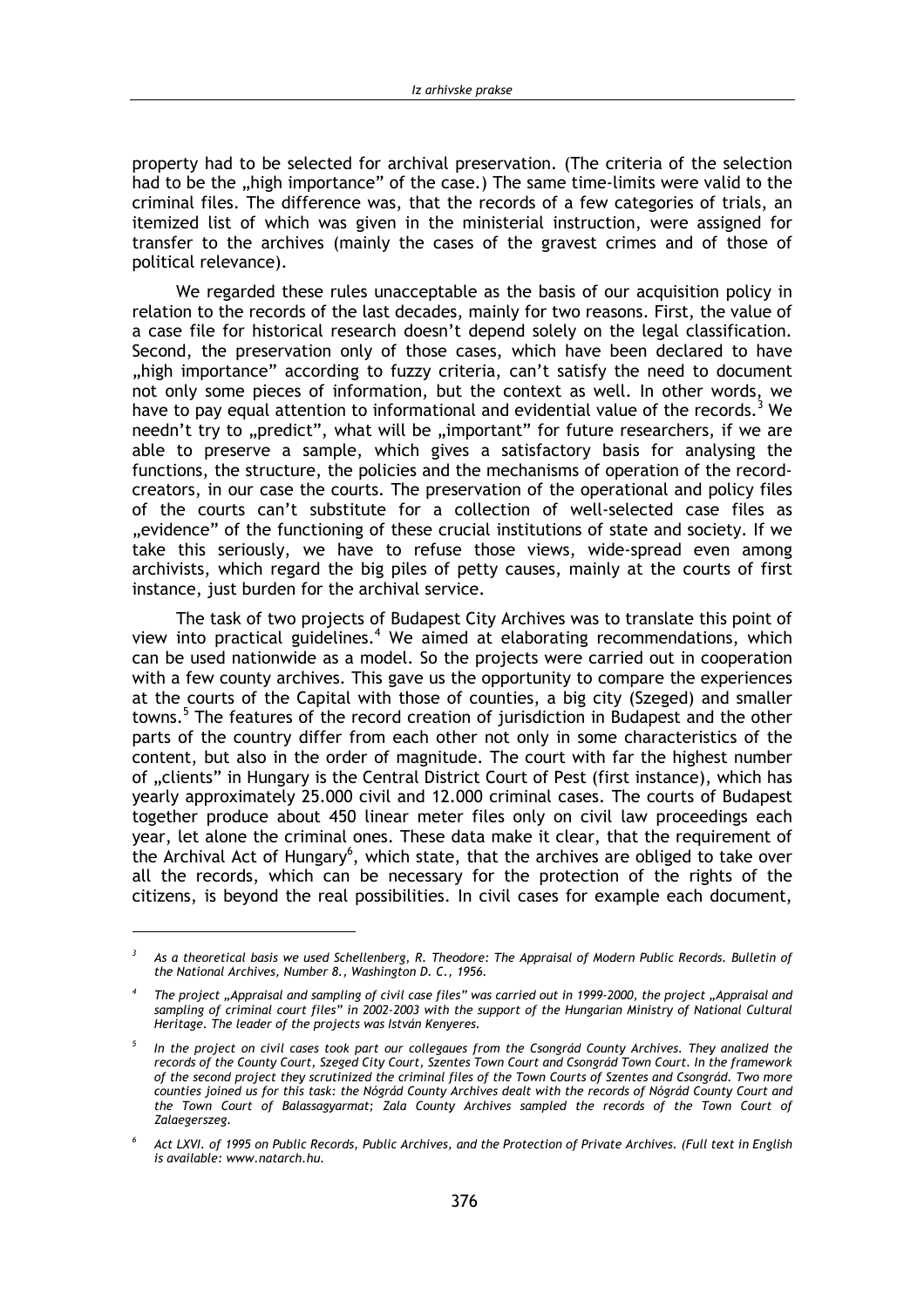property had to be selected for archival preservation. (The criteria of the selection had to be the „high importance" of the case.) The same time-limits were valid to the criminal files. The difference was, that the records of a few categories of trials, an itemized list of which was given in the ministerial instruction, were assigned for transfer to the archives (mainly the cases of the gravest crimes and of those of political relevance).

We regarded these rules unacceptable as the basis of our acquisition policy in relation to the records of the last decades, mainly for two reasons. First, the value of a case file for historical research doesn't depend solely on the legal classification. Second, the preservation only of those cases, which have been declared to have „high importance" according to fuzzy criteria, can't satisfy the need to document not only some pieces of information, but the context as well. In other words, we have to pay equal attention to informational and evidential value of the records.[3] We needn't try to „predict", what will be „important" for future researchers, if we are able to preserve a sample, which gives a satisfactory basis for analysing the functions, the structure, the policies and the mechanisms of operation of the record-creators, in our case the courts. The preservation of the operational and policy files of the courts can't substitute for a collection of well-selected case files as „evidence" of the functioning of these crucial institutions of state and society. If we take this seriously, we have to refuse those views, wide-spread even among archivists, which regard the big piles of petty causes, mainly at the courts of first instance, just burden for the archival service.

The task of two projects of Budapest City Archives was to translate this point of view into practical guidelines.[4] We aimed at elaborating recommendations, which can be used nationwide as a model. So the projects were carried out in cooperation with a few county archives. This gave us the opportunity to compare the experiences at the courts of the Capital with those of counties, a big city (Szeged) and smaller towns.[5] The features of the record creation of jurisdiction in Budapest and the other parts of the country differ from each other not only in some characteristics of the content, but also in the order of magnitude. The court with far the highest number of „clients" in Hungary is the Central District Court of Pest (first instance), which has yearly approximately 25.000 civil and 12.000 criminal cases. The courts of Budapest together produce about 450 linear meter files only on civil law proceedings each year, let alone the criminal ones. These data make it clear, that the requirement of the Archival Act of Hungary[6], which state, that the archives are obliged to take over all the records, which can be necessary for the protection of the rights of the citizens, is beyond the real possibilities. In civil cases for example each document,

---

[3] *As a theoretical basis we used Schellenberg, R. Theodore: The Appraisal of Modern Public Records. Bulletin of the National Archives, Number 8., Washington D. C., 1956.*

[4] *The project „Appraisal and sampling of civil case files" was carried out in 1999-2000, the project „Appraisal and sampling of criminal court files" in 2002-2003 with the support of the Hungarian Ministry of National Cultural Heritage. The leader of the projects was István Kenyeres.*

[5] *In the project on civil cases took part our collegaues from the Csongrád County Archives. They analized the records of the County Court, Szeged City Court, Szentes Town Court and Csongrád Town Court. In the framework of the second project they scrutinized the criminal files of the Town Courts of Szentes and Csongrád. Two more counties joined us for this task: the Nógrád County Archives dealt with the records of Nógrád County Court and the Town Court of Balassagyarmat; Zala County Archives sampled the records of the Town Court of Zalaegerszeg.*

[6] *Act LXVI. of 1995 on Public Records, Public Archives, and the Protection of Private Archives. (Full text in English is available: www.natarch.hu.*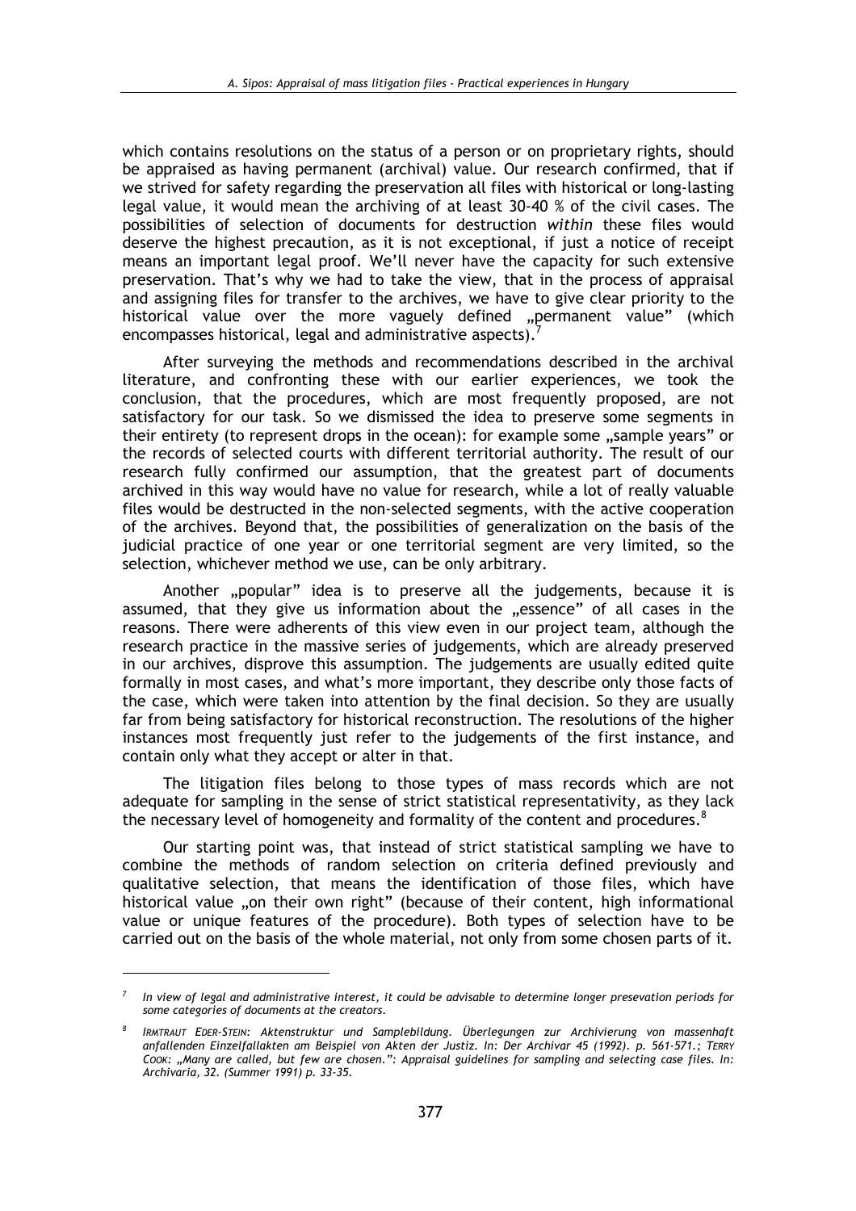which contains resolutions on the status of a person or on proprietary rights, should be appraised as having permanent (archival) value. Our research confirmed, that if we strived for safety regarding the preservation all files with historical or long-lasting legal value, it would mean the archiving of at least 30-40 % of the civil cases. The possibilities of selection of documents for destruction *within* these files would deserve the highest precaution, as it is not exceptional, if just a notice of receipt means an important legal proof. We'll never have the capacity for such extensive preservation. That's why we had to take the view, that in the process of appraisal and assigning files for transfer to the archives, we have to give clear priority to the historical value over the more vaguely defined „permanent value" (which encompasses historical, legal and administrative aspects).[7]

After surveying the methods and recommendations described in the archival literature, and confronting these with our earlier experiences, we took the conclusion, that the procedures, which are most frequently proposed, are not satisfactory for our task. So we dismissed the idea to preserve some segments in their entirety (to represent drops in the ocean): for example some „sample years" or the records of selected courts with different territorial authority. The result of our research fully confirmed our assumption, that the greatest part of documents archived in this way would have no value for research, while a lot of really valuable files would be destructed in the non-selected segments, with the active cooperation of the archives. Beyond that, the possibilities of generalization on the basis of the judicial practice of one year or one territorial segment are very limited, so the selection, whichever method we use, can be only arbitrary.

Another „popular" idea is to preserve all the judgements, because it is assumed, that they give us information about the „essence" of all cases in the reasons. There were adherents of this view even in our project team, although the research practice in the massive series of judgements, which are already preserved in our archives, disprove this assumption. The judgements are usually edited quite formally in most cases, and what's more important, they describe only those facts of the case, which were taken into attention by the final decision. So they are usually far from being satisfactory for historical reconstruction. The resolutions of the higher instances most frequently just refer to the judgements of the first instance, and contain only what they accept or alter in that.

The litigation files belong to those types of mass records which are not adequate for sampling in the sense of strict statistical representativity, as they lack the necessary level of homogeneity and formality of the content and procedures.[8]

Our starting point was, that instead of strict statistical sampling we have to combine the methods of random selection on criteria defined previously and qualitative selection, that means the identification of those files, which have historical value „on their own right" (because of their content, high informational value or unique features of the procedure). Both types of selection have to be carried out on the basis of the whole material, not only from some chosen parts of it.

---

[7] *In view of legal and administrative interest, it could be advisable to determine longer presevation periods for some categories of documents at the creators.*

[8] *IRMTRAUT EDER-STEIN: Aktenstruktur und Samplebildung. Überlegungen zur Archivierung von massenhaft anfallenden Einzelfallakten am Beispiel von Akten der Justiz. In: Der Archivar 45 (1992). p. 561-571.; TERRY COOK: „Many are called, but few are chosen.": Appraisal guidelines for sampling and selecting case files. In: Archivaria, 32. (Summer 1991) p. 33-35.*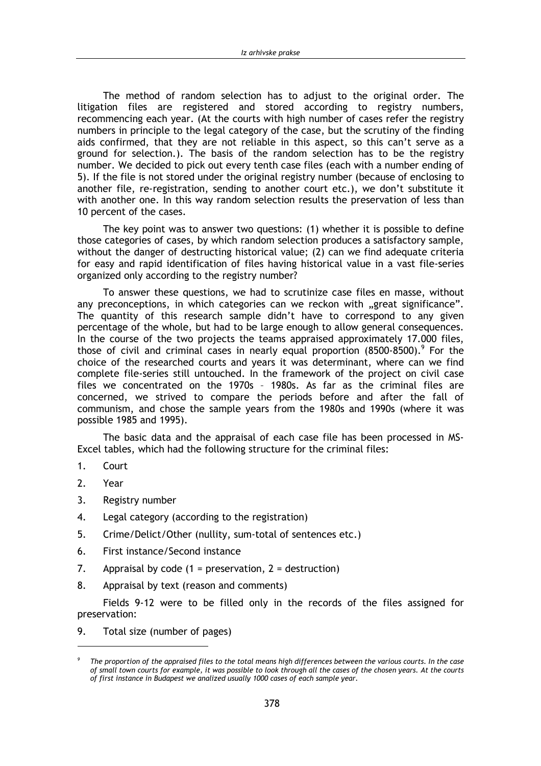The method of random selection has to adjust to the original order. The litigation files are registered and stored according to registry numbers, recommencing each year. (At the courts with high number of cases refer the registry numbers in principle to the legal category of the case, but the scrutiny of the finding aids confirmed, that they are not reliable in this aspect, so this can't serve as a ground for selection.). The basis of the random selection has to be the registry number. We decided to pick out every tenth case files (each with a number ending of 5). If the file is not stored under the original registry number (because of enclosing to another file, re-registration, sending to another court etc.), we don't substitute it with another one. In this way random selection results the preservation of less than 10 percent of the cases.

The key point was to answer two questions: (1) whether it is possible to define those categories of cases, by which random selection produces a satisfactory sample, without the danger of destructing historical value; (2) can we find adequate criteria for easy and rapid identification of files having historical value in a vast file-series organized only according to the registry number?

To answer these questions, we had to scrutinize case files en masse, without any preconceptions, in which categories can we reckon with „great significance". The quantity of this research sample didn't have to correspond to any given percentage of the whole, but had to be large enough to allow general consequences. In the course of the two projects the teams appraised approximately 17.000 files, those of civil and criminal cases in nearly equal proportion (8500-8500).[9] For the choice of the researched courts and years it was determinant, where can we find complete file-series still untouched. In the framework of the project on civil case files we concentrated on the 1970s – 1980s. As far as the criminal files are concerned, we strived to compare the periods before and after the fall of communism, and chose the sample years from the 1980s and 1990s (where it was possible 1985 and 1995).

The basic data and the appraisal of each case file has been processed in MS-Excel tables, which had the following structure for the criminal files:

1. Court
2. Year
3. Registry number
4. Legal category (according to the registration)
5. Crime/Delict/Other (nullity, sum-total of sentences etc.)
6. First instance/Second instance
7. Appraisal by code (1 = preservation, 2 = destruction)
8. Appraisal by text (reason and comments)

Fields 9-12 were to be filled only in the records of the files assigned for preservation:

9. Total size (number of pages)

---

[9] *The proportion of the appraised files to the total means high differences between the various courts. In the case of small town courts for example, it was possible to look through all the cases of the chosen years. At the courts of first instance in Budapest we analized usually 1000 cases of each sample year.*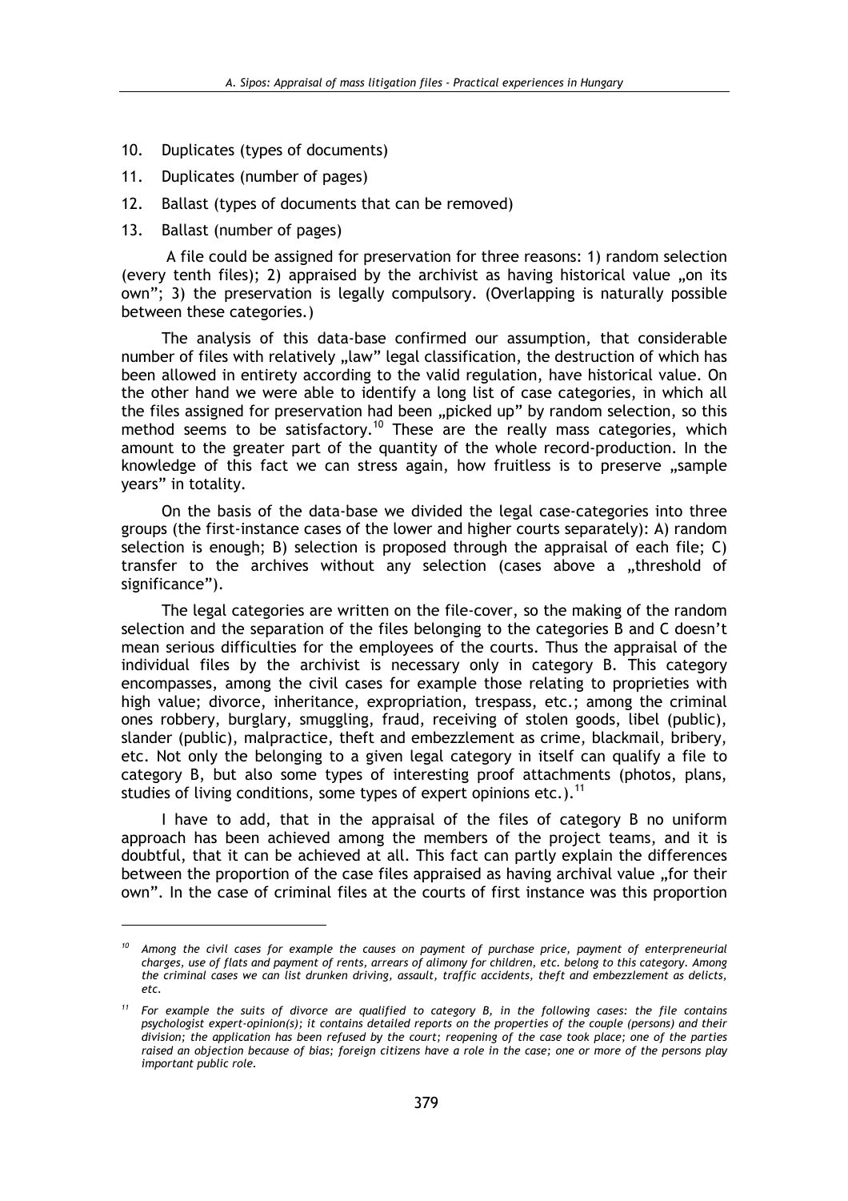10. Duplicates (types of documents)
11. Duplicates (number of pages)
12. Ballast (types of documents that can be removed)
13. Ballast (number of pages)

A file could be assigned for preservation for three reasons: 1) random selection (every tenth files); 2) appraised by the archivist as having historical value „on its own"; 3) the preservation is legally compulsory. (Overlapping is naturally possible between these categories.)

The analysis of this data-base confirmed our assumption, that considerable number of files with relatively „law" legal classification, the destruction of which has been allowed in entirety according to the valid regulation, have historical value. On the other hand we were able to identify a long list of case categories, in which all the files assigned for preservation had been „picked up" by random selection, so this method seems to be satisfactory.[10] These are the really mass categories, which amount to the greater part of the quantity of the whole record-production. In the knowledge of this fact we can stress again, how fruitless is to preserve „sample years" in totality.

On the basis of the data-base we divided the legal case-categories into three groups (the first-instance cases of the lower and higher courts separately): A) random selection is enough; B) selection is proposed through the appraisal of each file; C) transfer to the archives without any selection (cases above a „threshold of significance").

The legal categories are written on the file-cover, so the making of the random selection and the separation of the files belonging to the categories B and C doesn't mean serious difficulties for the employees of the courts. Thus the appraisal of the individual files by the archivist is necessary only in category B. This category encompasses, among the civil cases for example those relating to proprieties with high value; divorce, inheritance, expropriation, trespass, etc.; among the criminal ones robbery, burglary, smuggling, fraud, receiving of stolen goods, libel (public), slander (public), malpractice, theft and embezzlement as crime, blackmail, bribery, etc. Not only the belonging to a given legal category in itself can qualify a file to category B, but also some types of interesting proof attachments (photos, plans, studies of living conditions, some types of expert opinions etc.).[11]

I have to add, that in the appraisal of the files of category B no uniform approach has been achieved among the members of the project teams, and it is doubtful, that it can be achieved at all. This fact can partly explain the differences between the proportion of the case files appraised as having archival value „for their own". In the case of criminal files at the courts of first instance was this proportion

---

[10] *Among the civil cases for example the causes on payment of purchase price, payment of enterpreneurial charges, use of flats and payment of rents, arrears of alimony for children, etc. belong to this category. Among the criminal cases we can list drunken driving, assault, traffic accidents, theft and embezzlement as delicts, etc.*

[11] *For example the suits of divorce are qualified to category B, in the following cases: the file contains psychologist expert-opinion(s); it contains detailed reports on the properties of the couple (persons) and their division; the application has been refused by the court; reopening of the case took place; one of the parties raised an objection because of bias; foreign citizens have a role in the case; one or more of the persons play important public role.*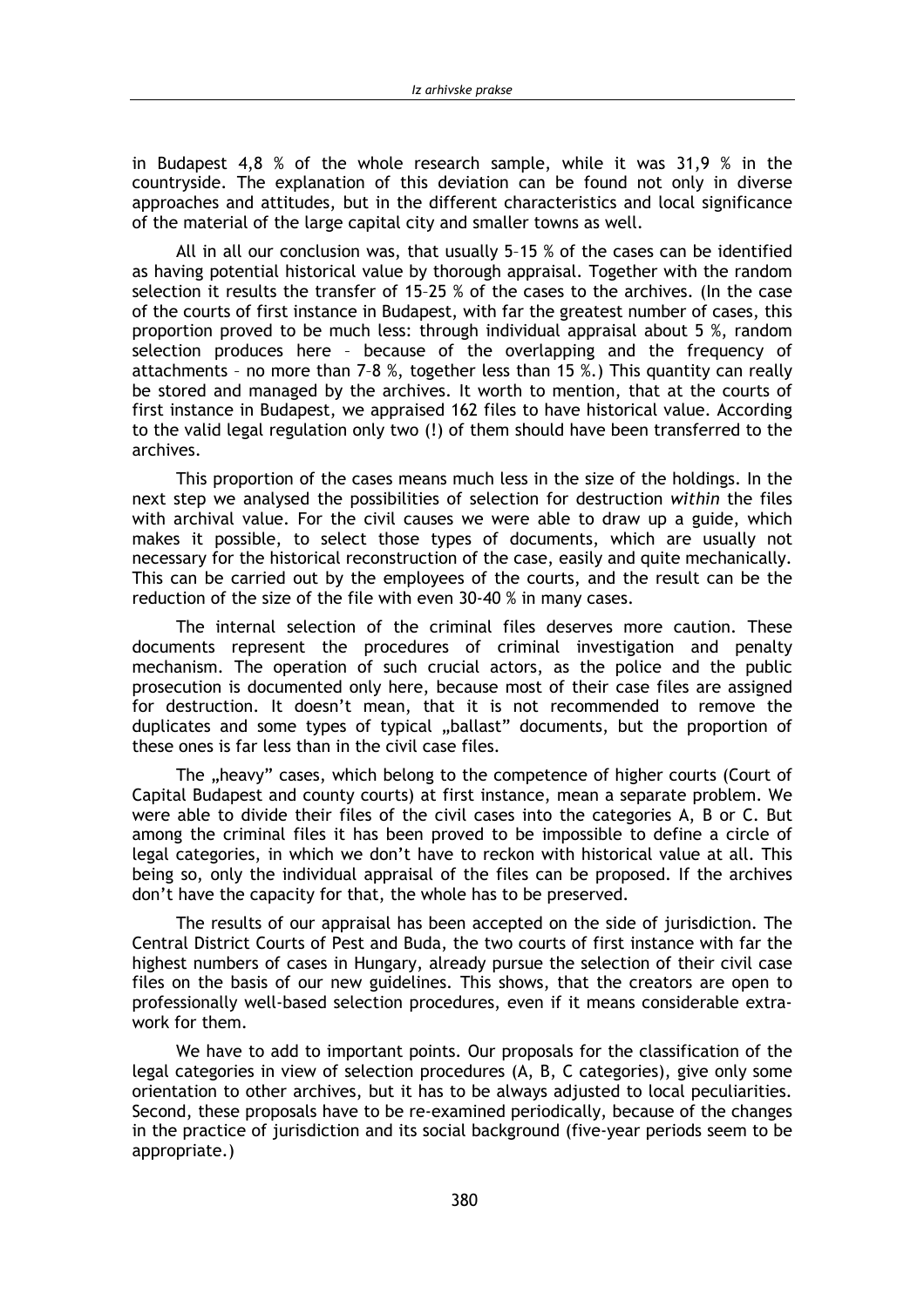in Budapest 4,8 % of the whole research sample, while it was 31,9 % in the countryside. The explanation of this deviation can be found not only in diverse approaches and attitudes, but in the different characteristics and local significance of the material of the large capital city and smaller towns as well.

All in all our conclusion was, that usually 5–15 % of the cases can be identified as having potential historical value by thorough appraisal. Together with the random selection it results the transfer of 15–25 % of the cases to the archives. (In the case of the courts of first instance in Budapest, with far the greatest number of cases, this proportion proved to be much less: through individual appraisal about 5 %, random selection produces here – because of the overlapping and the frequency of attachments – no more than 7–8 %, together less than 15 %.) This quantity can really be stored and managed by the archives. It worth to mention, that at the courts of first instance in Budapest, we appraised 162 files to have historical value. According to the valid legal regulation only two (!) of them should have been transferred to the archives.

This proportion of the cases means much less in the size of the holdings. In the next step we analysed the possibilities of selection for destruction *within* the files with archival value. For the civil causes we were able to draw up a guide, which makes it possible, to select those types of documents, which are usually not necessary for the historical reconstruction of the case, easily and quite mechanically. This can be carried out by the employees of the courts, and the result can be the reduction of the size of the file with even 30-40 % in many cases.

The internal selection of the criminal files deserves more caution. These documents represent the procedures of criminal investigation and penalty mechanism. The operation of such crucial actors, as the police and the public prosecution is documented only here, because most of their case files are assigned for destruction. It doesn't mean, that it is not recommended to remove the duplicates and some types of typical „ballast" documents, but the proportion of these ones is far less than in the civil case files.

The „heavy" cases, which belong to the competence of higher courts (Court of Capital Budapest and county courts) at first instance, mean a separate problem. We were able to divide their files of the civil cases into the categories A, B or C. But among the criminal files it has been proved to be impossible to define a circle of legal categories, in which we don't have to reckon with historical value at all. This being so, only the individual appraisal of the files can be proposed. If the archives don't have the capacity for that, the whole has to be preserved.

The results of our appraisal has been accepted on the side of jurisdiction. The Central District Courts of Pest and Buda, the two courts of first instance with far the highest numbers of cases in Hungary, already pursue the selection of their civil case files on the basis of our new guidelines. This shows, that the creators are open to professionally well-based selection procedures, even if it means considerable extra-work for them.

We have to add to important points. Our proposals for the classification of the legal categories in view of selection procedures (A, B, C categories), give only some orientation to other archives, but it has to be always adjusted to local peculiarities. Second, these proposals have to be re-examined periodically, because of the changes in the practice of jurisdiction and its social background (five-year periods seem to be appropriate.)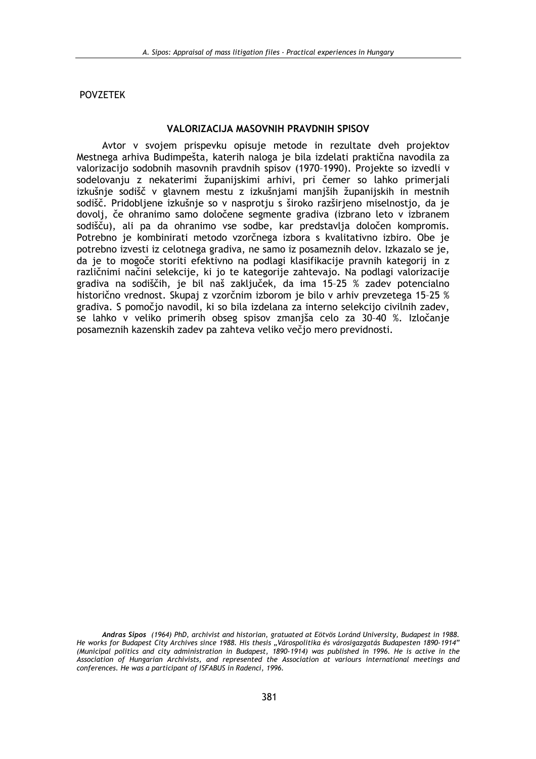POVZETEK

### VALORIZACIJA MASOVNIH PRAVDNIH SPISOV

Avtor v svojem prispevku opisuje metode in rezultate dveh projektov Mestnega arhiva Budimpešta, katerih naloga je bila izdelati praktična navodila za valorizacijo sodobnih masovnih pravdnih spisov (1970–1990). Projekte so izvedli v sodelovanju z nekaterimi županijskimi arhivi, pri čemer so lahko primerjali izkušnje sodišč v glavnem mestu z izkušnjami manjših županijskih in mestnih sodišč. Pridobljene izkušnje so v nasprotju s široko razširjeno miselnostjo, da je dovolj, če ohranimo samo določene segmente gradiva (izbrano leto v izbranem sodišču), ali pa da ohranimo vse sodbe, kar predstavlja določen kompromis. Potrebno je kombinirati metodo vzorčnega izbora s kvalitativno izbiro. Obe je potrebno izvesti iz celotnega gradiva, ne samo iz posameznih delov. Izkazalo se je, da je to mogoče storiti efektivno na podlagi klasifikacije pravnih kategorij in z različnimi načini selekcije, ki jo te kategorije zahtevajo. Na podlagi valorizacije gradiva na sodiščih, je bil naš zaključek, da ima 15–25 % zadev potencialno historično vrednost. Skupaj z vzorčnim izborom je bilo v arhiv prevzetega 15–25 % gradiva. S pomočjo navodil, ki so bila izdelana za interno selekcijo civilnih zadev, se lahko v veliko primerih obseg spisov zmanjša celo za 30–40 %. Izločanje posameznih kazenskih zadev pa zahteva veliko večjo mero previdnosti.

*__Andras Sipos__ (1964) PhD, archivist and historian, gratuated at Eötvös Loránd University, Budapest in 1988. He works for Budapest City Archives since 1988. His thesis „Várospolitika és városigazgatás Budapesten 1890-1914" (Municipal politics and city administration in Budapest, 1890-1914) was published in 1996. He is active in the Association of Hungarian Archivists, and represented the Association at variours international meetings and conferences. He was a participant of ISFABUS in Radenci, 1996.*